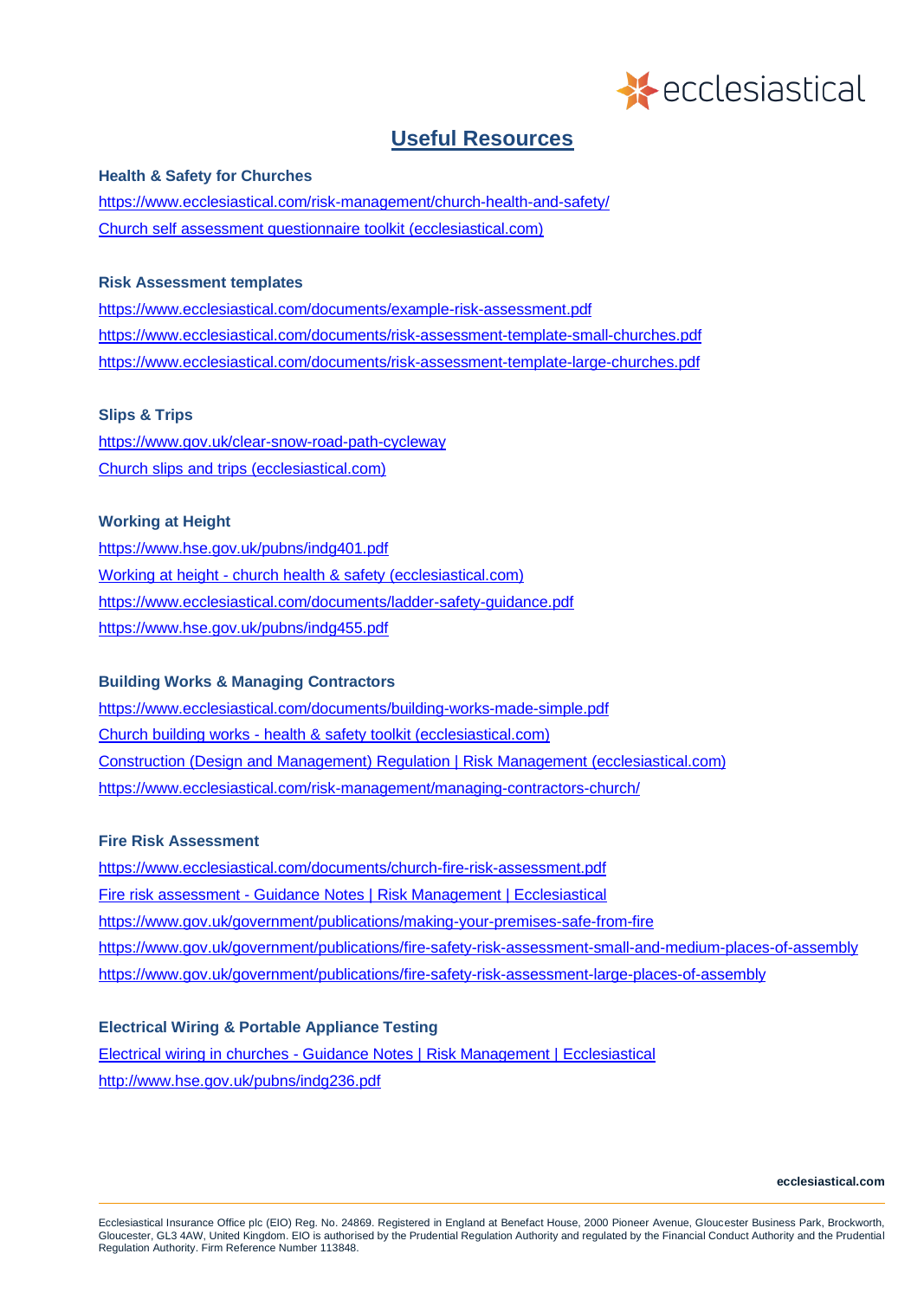# Useful Resources

**Health & Safety for Churches**

https://www.ecclesiastical.com/risk-management/church-health-and-safety/

Church self assessment questionnaire toolkit (ecclesiastical.com)

**Risk Assessment templates**

https://www.ecclesiastical.com/documents/example-risk-assessment.pdf

https://www.ecclesiastical.com/documents/risk-assessment-template-small-churches.pdf

https://www.ecclesiastical.com/documents/risk-assessment-template-large-churches.pdf

**Slips & Trips**

https://www.gov.uk/clear-snow-road-path-cycleway

Church slips and trips (ecclesiastical.com)

**Working at Height**

https://www.hse.gov.uk/pubns/indg401.pdf

Working at height - church health & safety (ecclesiastical.com)

https://www.ecclesiastical.com/documents/ladder-safety-guidance.pdf

https://www.hse.gov.uk/pubns/indg455.pdf

**Building Works & Managing Contractors**

https://www.ecclesiastical.com/documents/building-works-made-simple.pdf

Church building works - health & safety toolkit (ecclesiastical.com)

Construction (Design and Management) Regulation | Risk Management (ecclesiastical.com)

https://www.ecclesiastical.com/risk-management/managing-contractors-church/

**Fire Risk Assessment**

https://www.ecclesiastical.com/documents/church-fire-risk-assessment.pdf

Fire risk assessment - Guidance Notes | Risk Management | Ecclesiastical

https://www.gov.uk/government/publications/making-your-premises-safe-from-fire

https://www.gov.uk/government/publications/fire-safety-risk-assessment-small-and-medium-places-of-assembly

https://www.gov.uk/government/publications/fire-safety-risk-assessment-large-places-of-assembly

**Electrical Wiring & Portable Appliance Testing**

Electrical wiring in churches - Guidance Notes | Risk Management | Ecclesiastical

http://www.hse.gov.uk/pubns/indg236.pdf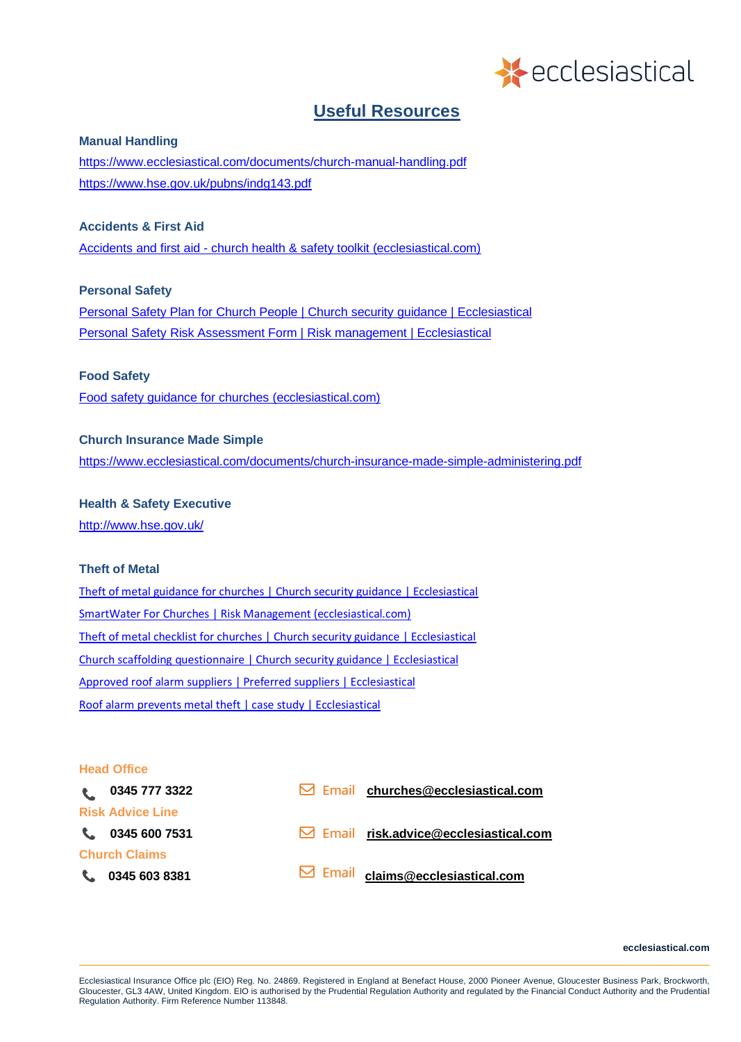# Useful Resources

**Manual Handling**

https://www.ecclesiastical.com/documents/church-manual-handling.pdf

https://www.hse.gov.uk/pubns/indg143.pdf

**Accidents & First Aid**

Accidents and first aid - church health & safety toolkit (ecclesiastical.com)

**Personal Safety**

Personal Safety Plan for Church People | Church security guidance | Ecclesiastical

Personal Safety Risk Assessment Form | Risk management | Ecclesiastical

**Food Safety**

Food safety guidance for churches (ecclesiastical.com)

**Church Insurance Made Simple**

https://www.ecclesiastical.com/documents/church-insurance-made-simple-administering.pdf

**Health & Safety Executive**

http://www.hse.gov.uk/

**Theft of Metal**

Theft of metal guidance for churches | Church security guidance | Ecclesiastical

SmartWater For Churches | Risk Management (ecclesiastical.com)

Theft of metal checklist for churches | Church security guidance | Ecclesiastical

Church scaffolding questionnaire | Church security guidance | Ecclesiastical

Approved roof alarm suppliers | Preferred suppliers | Ecclesiastical

Roof alarm prevents metal theft | case study | Ecclesiastical

**Head Office**

0345 777 3322 — Email **churches@ecclesiastical.com**

**Risk Advice Line**

0345 600 7531 — Email **risk.advice@ecclesiastical.com**

**Church Claims**

0345 603 8381 — Email **claims@ecclesiastical.com**

ecclesiastical.com

Ecclesiastical Insurance Office plc (EIO) Reg. No. 24869. Registered in England at Benefact House, 2000 Pioneer Avenue, Gloucester Business Park, Brockworth, Gloucester, GL3 4AW, United Kingdom. EIO is authorised by the Prudential Regulation Authority and regulated by the Financial Conduct Authority and the Prudential Regulation Authority. Firm Reference Number 113848.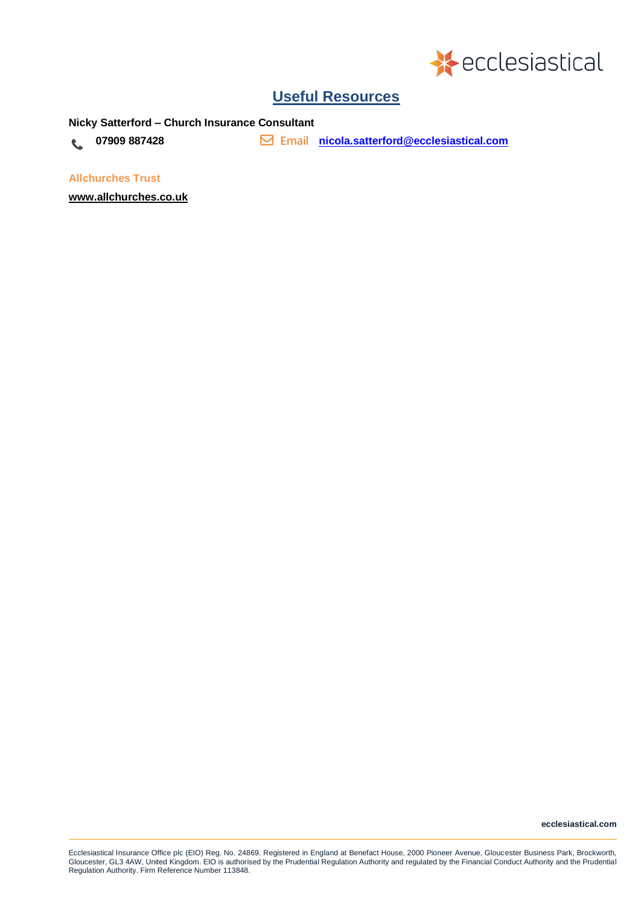## Useful Resources

**Nicky Satterford – Church Insurance Consultant**

**07909 887428** Email **nicola.satterford@ecclesiastical.com**

**Allchurches Trust**

**www.allchurches.co.uk**

**ecclesiastical.com**

Ecclesiastical Insurance Office plc (EIO) Reg. No. 24869. Registered in England at Benefact House, 2000 Pioneer Avenue, Gloucester Business Park, Brockworth, Gloucester, GL3 4AW, United Kingdom. EIO is authorised by the Prudential Regulation Authority and regulated by the Financial Conduct Authority and the Prudential Regulation Authority. Firm Reference Number 113848.